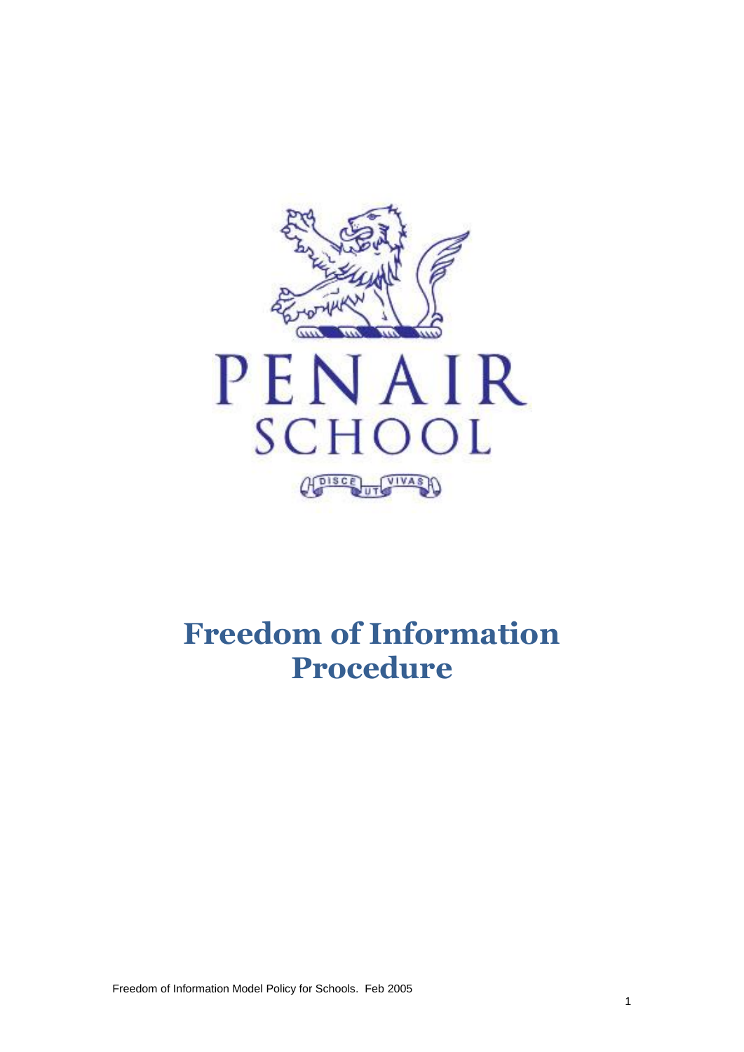PENAIR SCHOOL

DISCE UT VIVAS

# Freedom of Information Procedure

Freedom of Information Model Policy for Schools. Feb 2005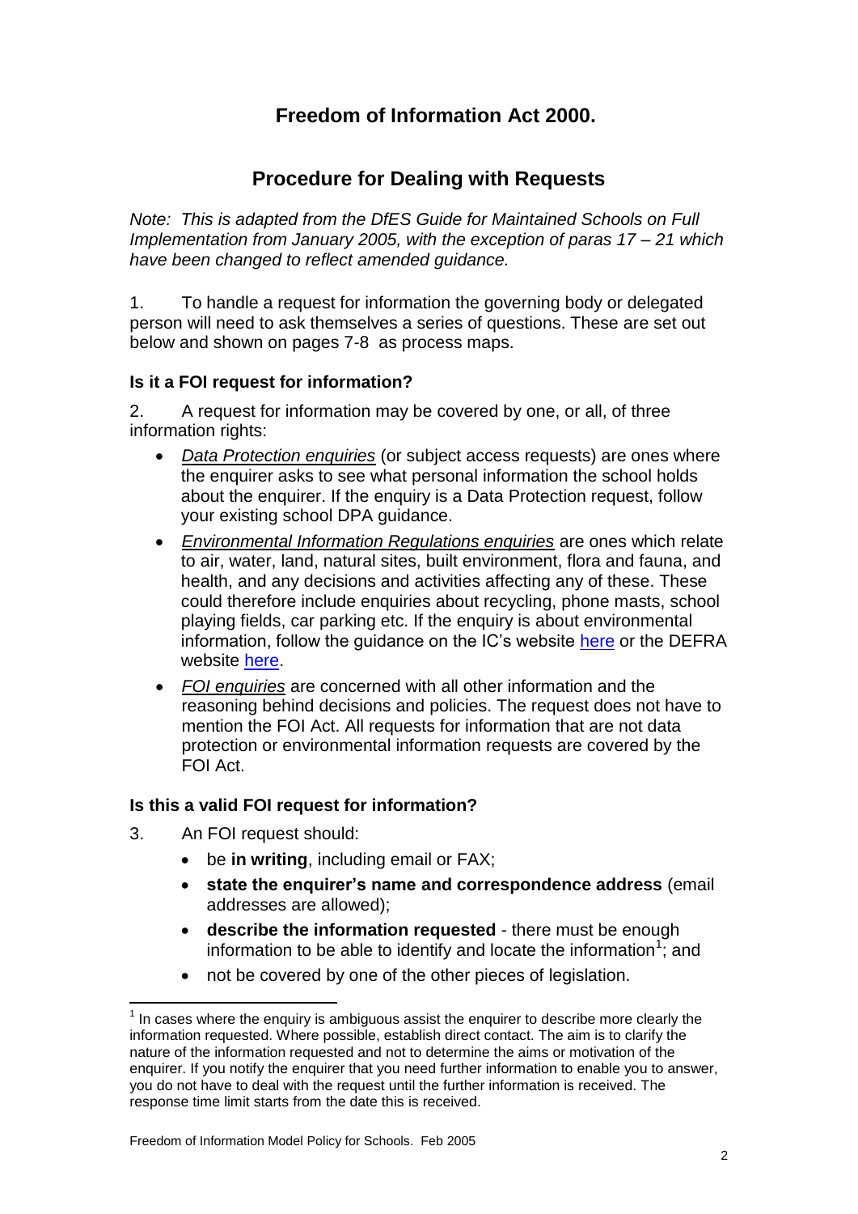# Freedom of Information Act 2000.

## Procedure for Dealing with Requests

*Note: This is adapted from the DfES Guide for Maintained Schools on Full Implementation from January 2005, with the exception of paras 17 – 21 which have been changed to reflect amended guidance.*

1. To handle a request for information the governing body or delegated person will need to ask themselves a series of questions. These are set out below and shown on pages 7-8 as process maps.

### Is it a FOI request for information?

2. A request for information may be covered by one, or all, of three information rights:

- *Data Protection enquiries* (or subject access requests) are ones where the enquirer asks to see what personal information the school holds about the enquirer. If the enquiry is a Data Protection request, follow your existing school DPA guidance.
- *Environmental Information Regulations enquiries* are ones which relate to air, water, land, natural sites, built environment, flora and fauna, and health, and any decisions and activities affecting any of these. These could therefore include enquiries about recycling, phone masts, school playing fields, car parking etc. If the enquiry is about environmental information, follow the guidance on the IC's website here or the DEFRA website here.
- *FOI enquiries* are concerned with all other information and the reasoning behind decisions and policies. The request does not have to mention the FOI Act. All requests for information that are not data protection or environmental information requests are covered by the FOI Act.

### Is this a valid FOI request for information?

3. An FOI request should:
   - be **in writing**, including email or FAX;
   - **state the enquirer's name and correspondence address** (email addresses are allowed);
   - **describe the information requested** - there must be enough information to be able to identify and locate the information[1]; and
   - not be covered by one of the other pieces of legislation.

[1] In cases where the enquiry is ambiguous assist the enquirer to describe more clearly the information requested. Where possible, establish direct contact. The aim is to clarify the nature of the information requested and not to determine the aims or motivation of the enquirer. If you notify the enquirer that you need further information to enable you to answer, you do not have to deal with the request until the further information is received. The response time limit starts from the date this is received.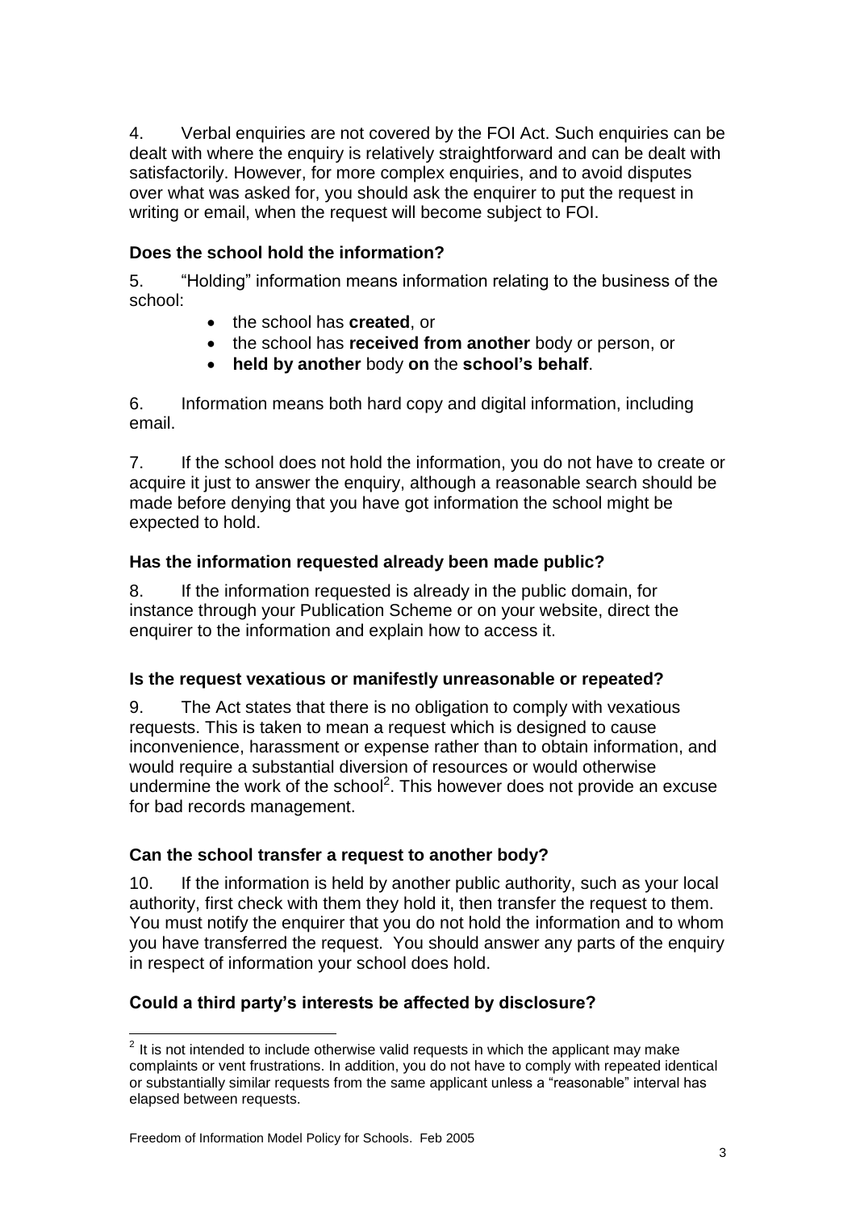4. Verbal enquiries are not covered by the FOI Act. Such enquiries can be dealt with where the enquiry is relatively straightforward and can be dealt with satisfactorily. However, for more complex enquiries, and to avoid disputes over what was asked for, you should ask the enquirer to put the request in writing or email, when the request will become subject to FOI.

### Does the school hold the information?

5. "Holding" information means information relating to the business of the school:

- the school has **created**, or
- the school has **received from another** body or person, or
- **held by another** body **on** the **school's behalf**.

6. Information means both hard copy and digital information, including email.

7. If the school does not hold the information, you do not have to create or acquire it just to answer the enquiry, although a reasonable search should be made before denying that you have got information the school might be expected to hold.

### Has the information requested already been made public?

8. If the information requested is already in the public domain, for instance through your Publication Scheme or on your website, direct the enquirer to the information and explain how to access it.

### Is the request vexatious or manifestly unreasonable or repeated?

9. The Act states that there is no obligation to comply with vexatious requests. This is taken to mean a request which is designed to cause inconvenience, harassment or expense rather than to obtain information, and would require a substantial diversion of resources or would otherwise undermine the work of the school[2]. This however does not provide an excuse for bad records management.

### Can the school transfer a request to another body?

10. If the information is held by another public authority, such as your local authority, first check with them they hold it, then transfer the request to them. You must notify the enquirer that you do not hold the information and to whom you have transferred the request. You should answer any parts of the enquiry in respect of information your school does hold.

### Could a third party's interests be affected by disclosure?

[2] It is not intended to include otherwise valid requests in which the applicant may make complaints or vent frustrations. In addition, you do not have to comply with repeated identical or substantially similar requests from the same applicant unless a "reasonable" interval has elapsed between requests.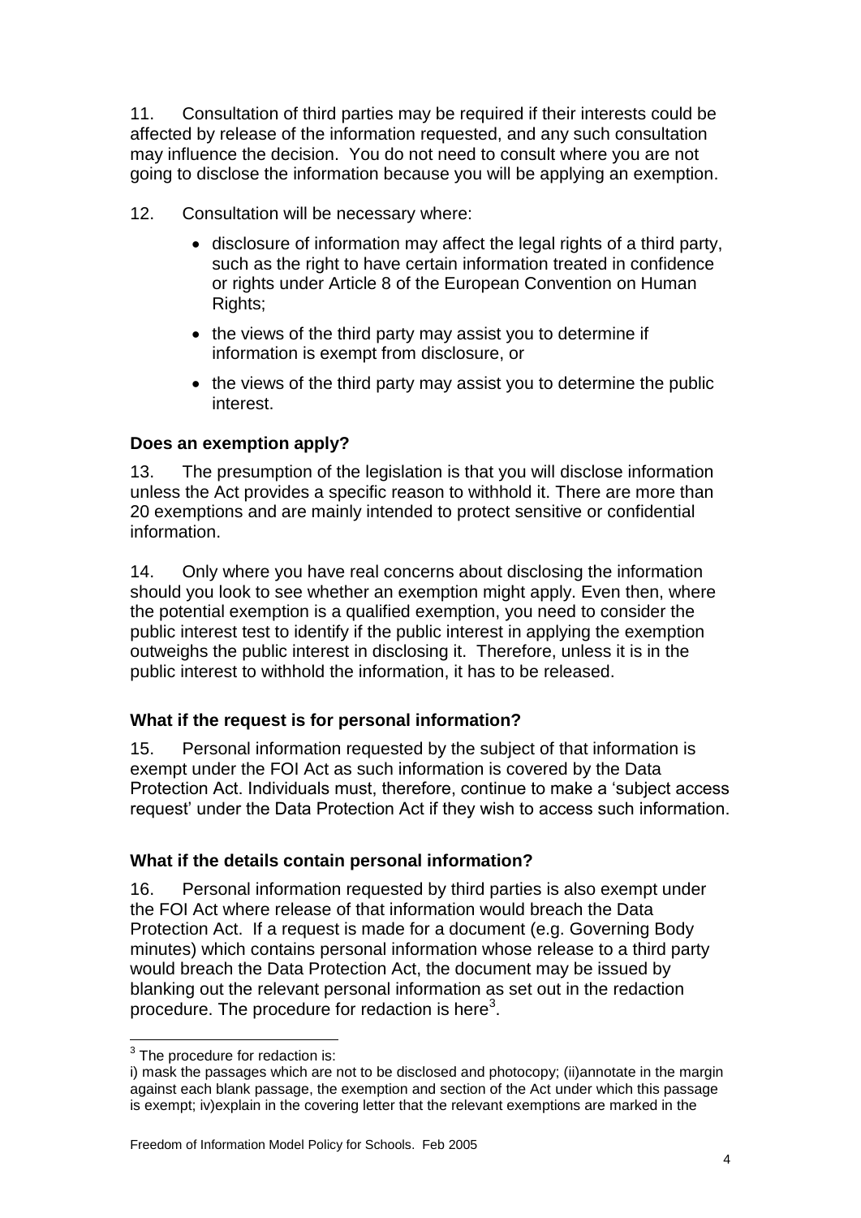11. Consultation of third parties may be required if their interests could be affected by release of the information requested, and any such consultation may influence the decision. You do not need to consult where you are not going to disclose the information because you will be applying an exemption.

12. Consultation will be necessary where:

- disclosure of information may affect the legal rights of a third party, such as the right to have certain information treated in confidence or rights under Article 8 of the European Convention on Human Rights;
- the views of the third party may assist you to determine if information is exempt from disclosure, or
- the views of the third party may assist you to determine the public interest.

### Does an exemption apply?

13. The presumption of the legislation is that you will disclose information unless the Act provides a specific reason to withhold it. There are more than 20 exemptions and are mainly intended to protect sensitive or confidential information.

14. Only where you have real concerns about disclosing the information should you look to see whether an exemption might apply. Even then, where the potential exemption is a qualified exemption, you need to consider the public interest test to identify if the public interest in applying the exemption outweighs the public interest in disclosing it. Therefore, unless it is in the public interest to withhold the information, it has to be released.

### What if the request is for personal information?

15. Personal information requested by the subject of that information is exempt under the FOI Act as such information is covered by the Data Protection Act. Individuals must, therefore, continue to make a 'subject access request' under the Data Protection Act if they wish to access such information.

### What if the details contain personal information?

16. Personal information requested by third parties is also exempt under the FOI Act where release of that information would breach the Data Protection Act. If a request is made for a document (e.g. Governing Body minutes) which contains personal information whose release to a third party would breach the Data Protection Act, the document may be issued by blanking out the relevant personal information as set out in the redaction procedure. The procedure for redaction is here[3].

---

[3] The procedure for redaction is:
i) mask the passages which are not to be disclosed and photocopy; (ii)annotate in the margin against each blank passage, the exemption and section of the Act under which this passage is exempt; iv)explain in the covering letter that the relevant exemptions are marked in the

Freedom of Information Model Policy for Schools. Feb 2005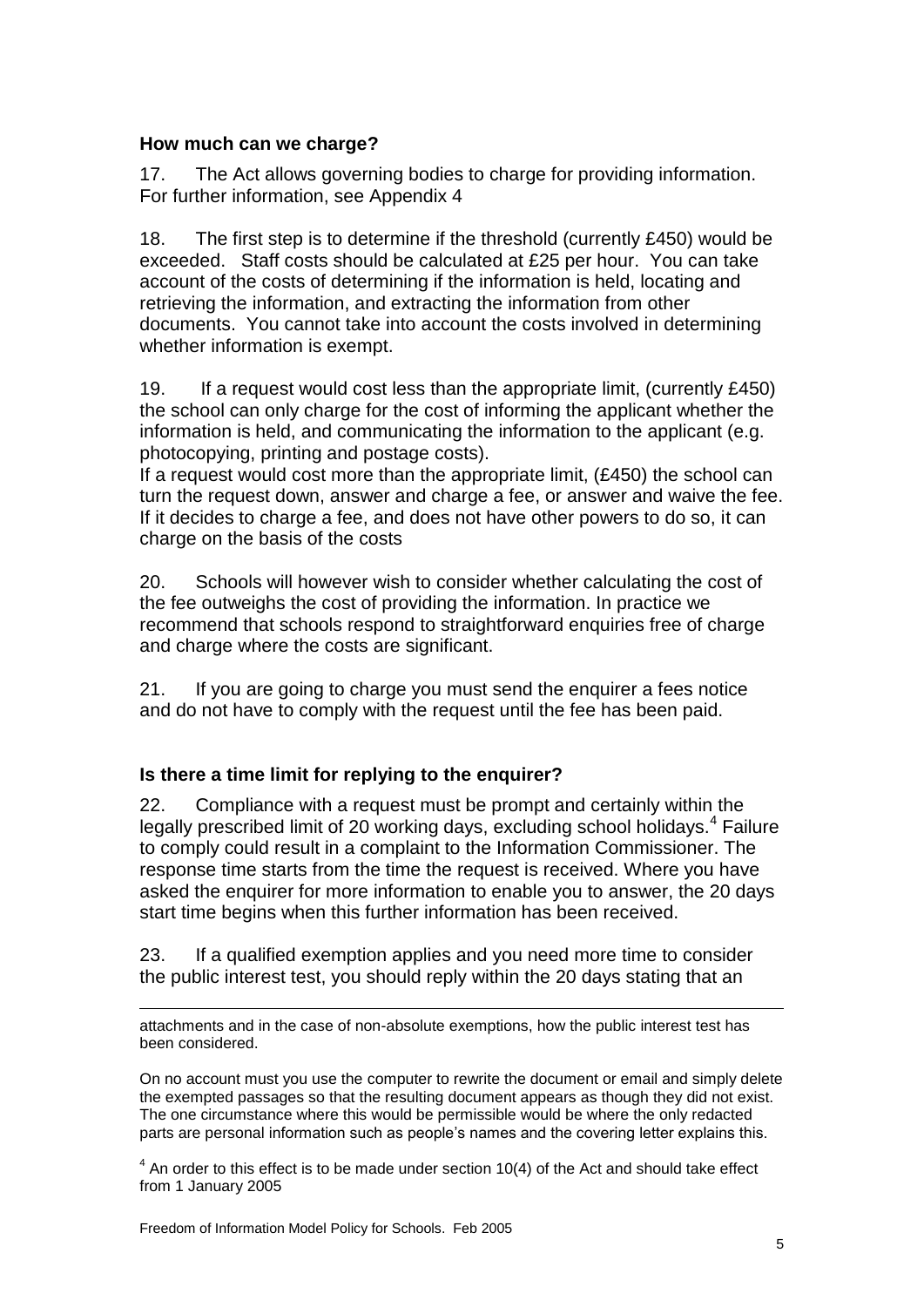### How much can we charge?

17. The Act allows governing bodies to charge for providing information. For further information, see Appendix 4

18. The first step is to determine if the threshold (currently £450) would be exceeded. Staff costs should be calculated at £25 per hour. You can take account of the costs of determining if the information is held, locating and retrieving the information, and extracting the information from other documents. You cannot take into account the costs involved in determining whether information is exempt.

19. If a request would cost less than the appropriate limit, (currently £450) the school can only charge for the cost of informing the applicant whether the information is held, and communicating the information to the applicant (e.g. photocopying, printing and postage costs).
If a request would cost more than the appropriate limit, (£450) the school can turn the request down, answer and charge a fee, or answer and waive the fee. If it decides to charge a fee, and does not have other powers to do so, it can charge on the basis of the costs

20. Schools will however wish to consider whether calculating the cost of the fee outweighs the cost of providing the information. In practice we recommend that schools respond to straightforward enquiries free of charge and charge where the costs are significant.

21. If you are going to charge you must send the enquirer a fees notice and do not have to comply with the request until the fee has been paid.

### Is there a time limit for replying to the enquirer?

22. Compliance with a request must be prompt and certainly within the legally prescribed limit of 20 working days, excluding school holidays.[4] Failure to comply could result in a complaint to the Information Commissioner. The response time starts from the time the request is received. Where you have asked the enquirer for more information to enable you to answer, the 20 days start time begins when this further information has been received.

23. If a qualified exemption applies and you need more time to consider the public interest test, you should reply within the 20 days stating that an

---

attachments and in the case of non-absolute exemptions, how the public interest test has been considered.

On no account must you use the computer to rewrite the document or email and simply delete the exempted passages so that the resulting document appears as though they did not exist. The one circumstance where this would be permissible would be where the only redacted parts are personal information such as people's names and the covering letter explains this.

[4] An order to this effect is to be made under section 10(4) of the Act and should take effect from 1 January 2005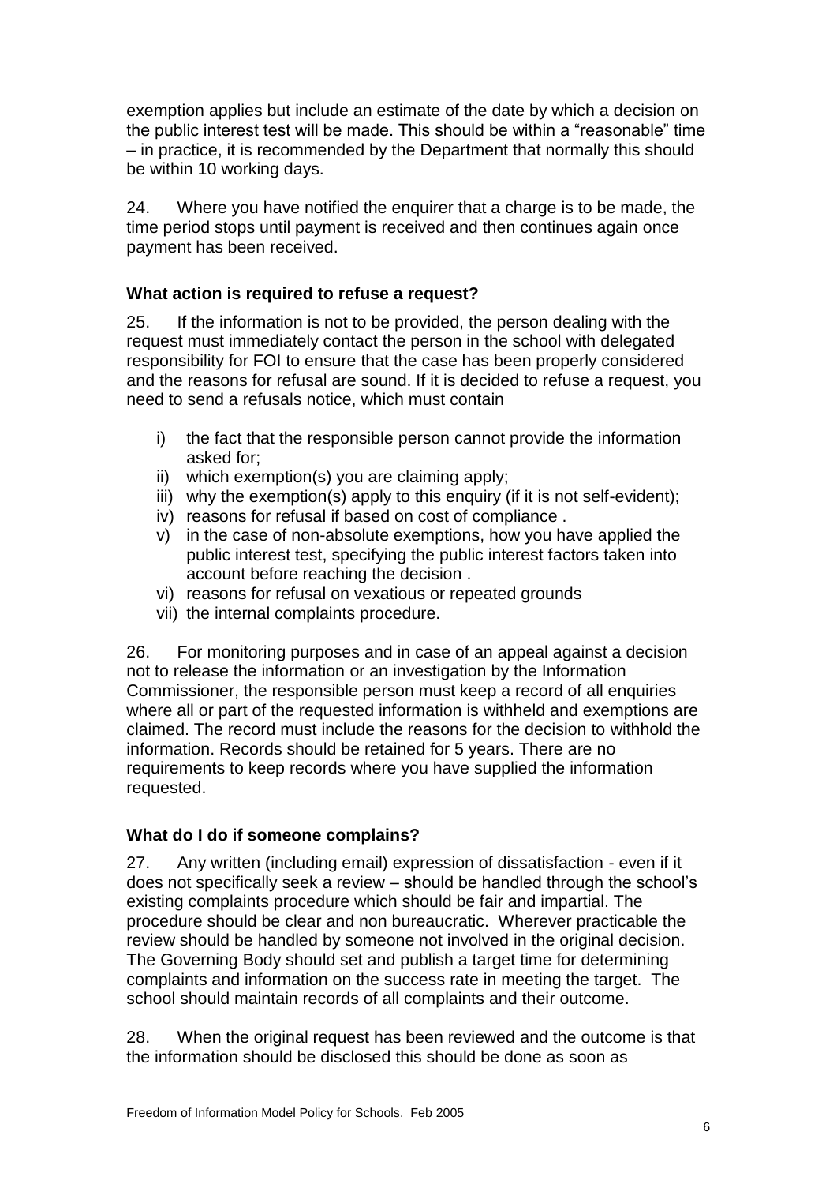exemption applies but include an estimate of the date by which a decision on the public interest test will be made. This should be within a "reasonable" time – in practice, it is recommended by the Department that normally this should be within 10 working days.

24. Where you have notified the enquirer that a charge is to be made, the time period stops until payment is received and then continues again once payment has been received.

### What action is required to refuse a request?

25. If the information is not to be provided, the person dealing with the request must immediately contact the person in the school with delegated responsibility for FOI to ensure that the case has been properly considered and the reasons for refusal are sound. If it is decided to refuse a request, you need to send a refusals notice, which must contain

i) the fact that the responsible person cannot provide the information asked for;
ii) which exemption(s) you are claiming apply;
iii) why the exemption(s) apply to this enquiry (if it is not self-evident);
iv) reasons for refusal if based on cost of compliance .
v) in the case of non-absolute exemptions, how you have applied the public interest test, specifying the public interest factors taken into account before reaching the decision .
vi) reasons for refusal on vexatious or repeated grounds
vii) the internal complaints procedure.

26. For monitoring purposes and in case of an appeal against a decision not to release the information or an investigation by the Information Commissioner, the responsible person must keep a record of all enquiries where all or part of the requested information is withheld and exemptions are claimed. The record must include the reasons for the decision to withhold the information. Records should be retained for 5 years. There are no requirements to keep records where you have supplied the information requested.

### What do I do if someone complains?

27. Any written (including email) expression of dissatisfaction - even if it does not specifically seek a review – should be handled through the school's existing complaints procedure which should be fair and impartial. The procedure should be clear and non bureaucratic. Wherever practicable the review should be handled by someone not involved in the original decision. The Governing Body should set and publish a target time for determining complaints and information on the success rate in meeting the target. The school should maintain records of all complaints and their outcome.

28. When the original request has been reviewed and the outcome is that the information should be disclosed this should be done as soon as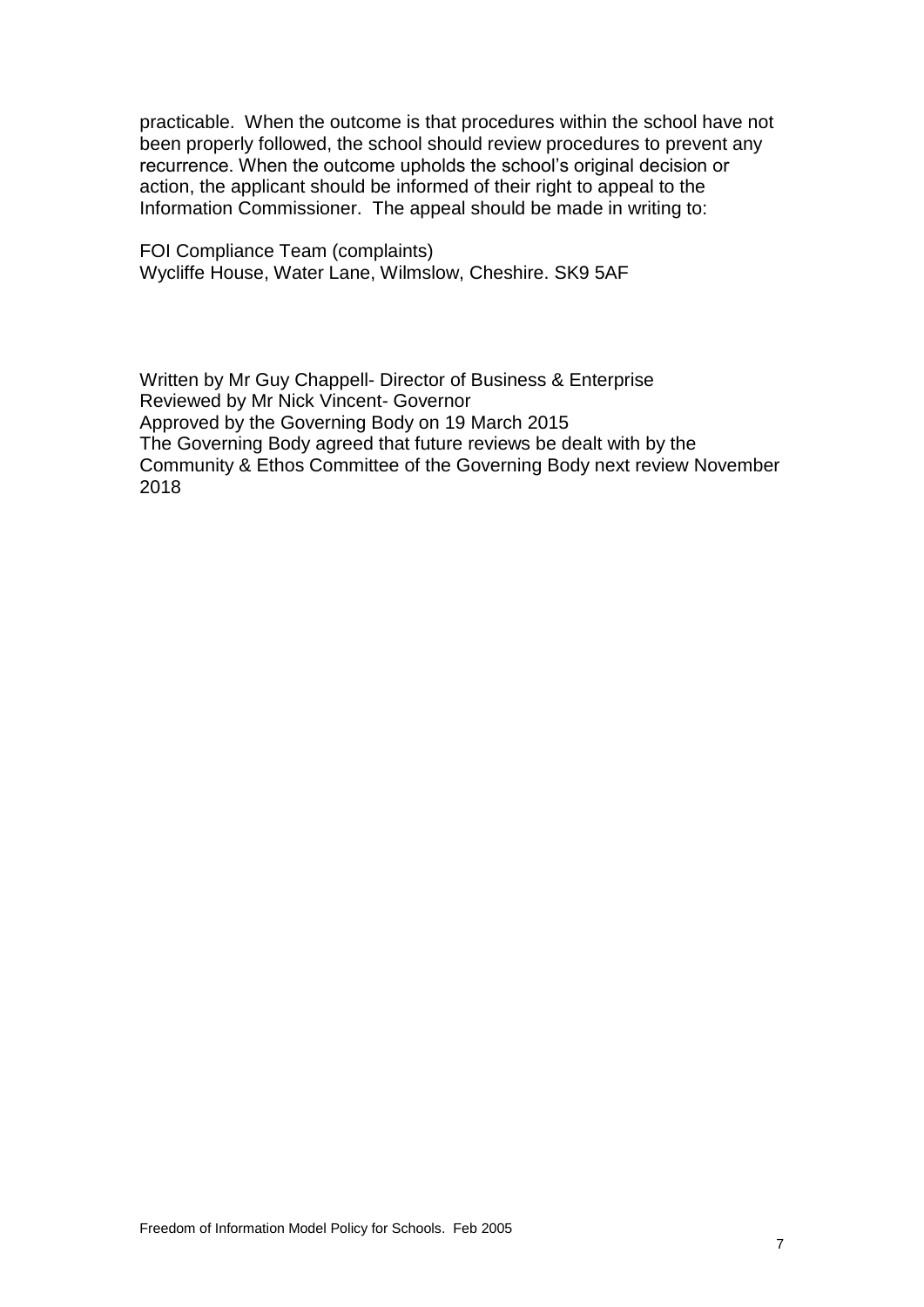practicable. When the outcome is that procedures within the school have not been properly followed, the school should review procedures to prevent any recurrence. When the outcome upholds the school's original decision or action, the applicant should be informed of their right to appeal to the Information Commissioner. The appeal should be made in writing to:

FOI Compliance Team (complaints)
Wycliffe House, Water Lane, Wilmslow, Cheshire. SK9 5AF

Written by Mr Guy Chappell- Director of Business & Enterprise
Reviewed by Mr Nick Vincent- Governor
Approved by the Governing Body on 19 March 2015
The Governing Body agreed that future reviews be dealt with by the Community & Ethos Committee of the Governing Body next review November 2018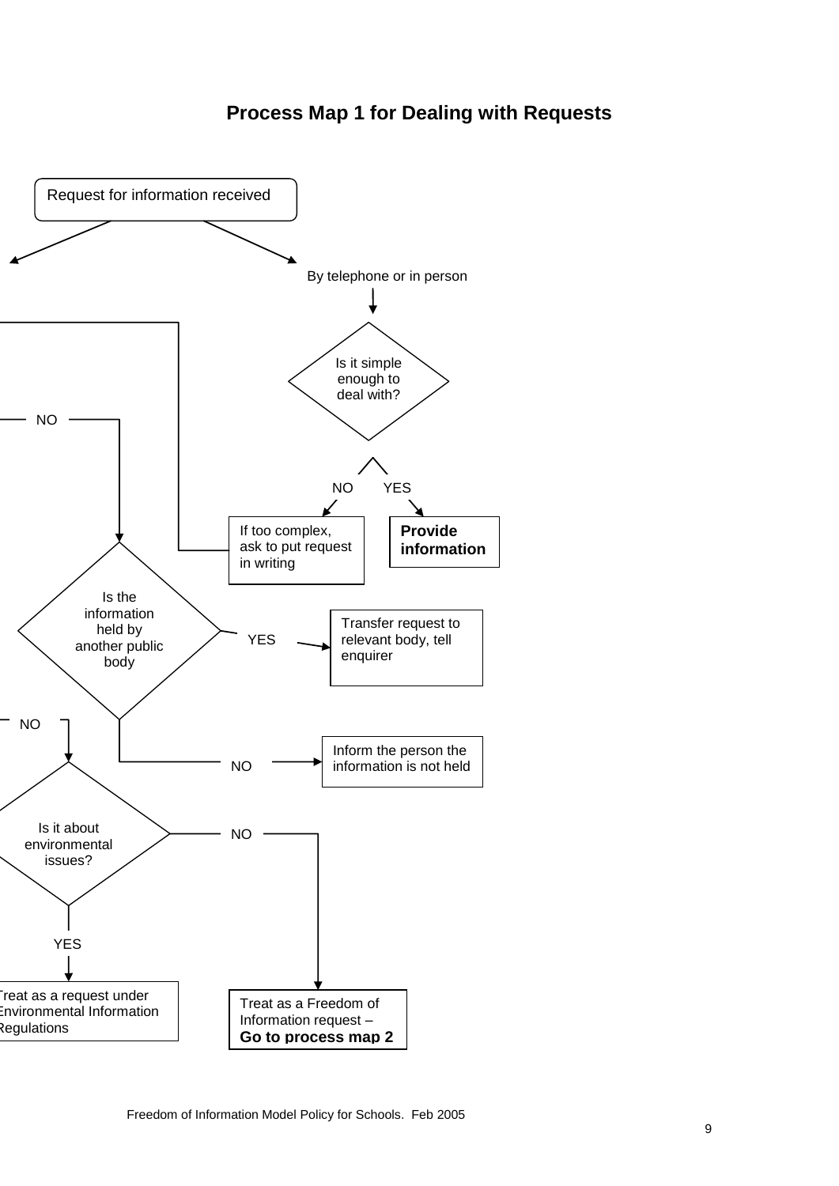# Process Map 1 for Dealing with Requests

Request for information received

By telephone or in person

Is it simple enough to deal with?

NO — If too complex, ask to put request in writing

YES — **Provide information**

NO

Is the information held by another public body

YES — Transfer request to relevant body, tell enquirer

NO — Inform the person the information is not held

NO

Is it about environmental issues?

YES — Treat as a request under Environmental Information Regulations

NO — Treat as a Freedom of Information request – **Go to process map 2**

Freedom of Information Model Policy for Schools. Feb 2005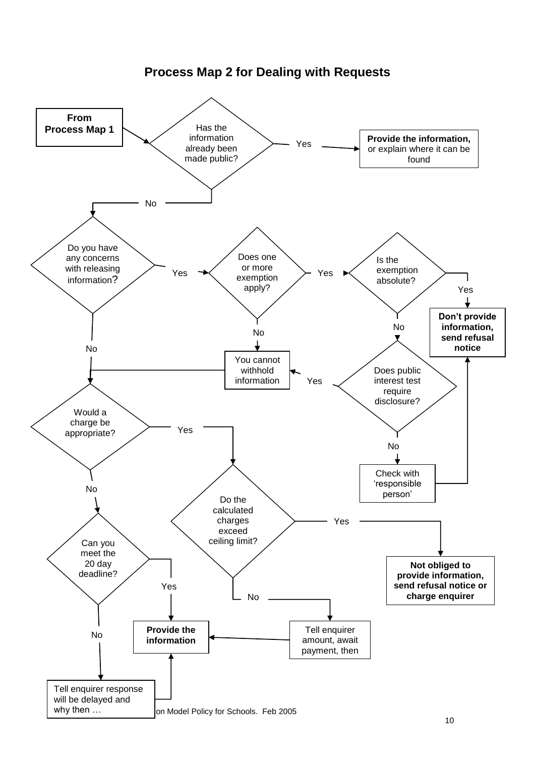# Process Map 2 for Dealing with Requests

**From Process Map 1**

Has the information already been made public?

Yes

**Provide the information,** or explain where it can be found

No

Do you have any concerns with releasing information?

Yes

Does one or more exemption apply?

Yes

Is the exemption absolute?

Yes

**Don't provide information, send refusal notice**

No

No

No

You cannot withhold information

Yes

Does public interest test require disclosure?

Would a charge be appropriate?

Yes

No

Check with 'responsible person'

No

Do the calculated charges exceed ceiling limit?

Yes

Can you meet the 20 day deadline?

**Not obliged to provide information, send refusal notice or charge enquirer**

Yes

No

No

**Provide the information**

Tell enquirer amount, await payment, then

Tell enquirer response will be delayed and why then …

on Model Policy for Schools. Feb 2005